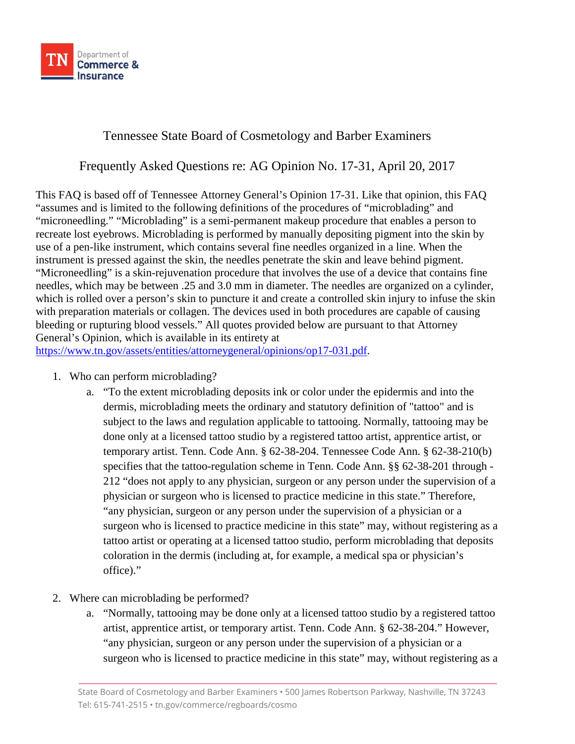# Tennessee State Board of Cosmetology and Barber Examiners

## Frequently Asked Questions re: AG Opinion No. 17-31, April 20, 2017

This FAQ is based off of Tennessee Attorney General's Opinion 17-31. Like that opinion, this FAQ "assumes and is limited to the following definitions of the procedures of "microblading" and "microneedling." "Microblading" is a semi-permanent makeup procedure that enables a person to recreate lost eyebrows. Microblading is performed by manually depositing pigment into the skin by use of a pen-like instrument, which contains several fine needles organized in a line. When the instrument is pressed against the skin, the needles penetrate the skin and leave behind pigment. "Microneedling" is a skin-rejuvenation procedure that involves the use of a device that contains fine needles, which may be between .25 and 3.0 mm in diameter. The needles are organized on a cylinder, which is rolled over a person's skin to puncture it and create a controlled skin injury to infuse the skin with preparation materials or collagen. The devices used in both procedures are capable of causing bleeding or rupturing blood vessels." All quotes provided below are pursuant to that Attorney General's Opinion, which is available in its entirety at https://www.tn.gov/assets/entities/attorneygeneral/opinions/op17-031.pdf.

1. Who can perform microblading?
   a. "To the extent microblading deposits ink or color under the epidermis and into the dermis, microblading meets the ordinary and statutory definition of "tattoo" and is subject to the laws and regulation applicable to tattooing. Normally, tattooing may be done only at a licensed tattoo studio by a registered tattoo artist, apprentice artist, or temporary artist. Tenn. Code Ann. § 62-38-204. Tennessee Code Ann. § 62-38-210(b) specifies that the tattoo-regulation scheme in Tenn. Code Ann. §§ 62-38-201 through -212 "does not apply to any physician, surgeon or any person under the supervision of a physician or surgeon who is licensed to practice medicine in this state." Therefore, "any physician, surgeon or any person under the supervision of a physician or a surgeon who is licensed to practice medicine in this state" may, without registering as a tattoo artist or operating at a licensed tattoo studio, perform microblading that deposits coloration in the dermis (including at, for example, a medical spa or physician's office)."

2. Where can microblading be performed?
   a. "Normally, tattooing may be done only at a licensed tattoo studio by a registered tattoo artist, apprentice artist, or temporary artist. Tenn. Code Ann. § 62-38-204." However, "any physician, surgeon or any person under the supervision of a physician or a surgeon who is licensed to practice medicine in this state" may, without registering as a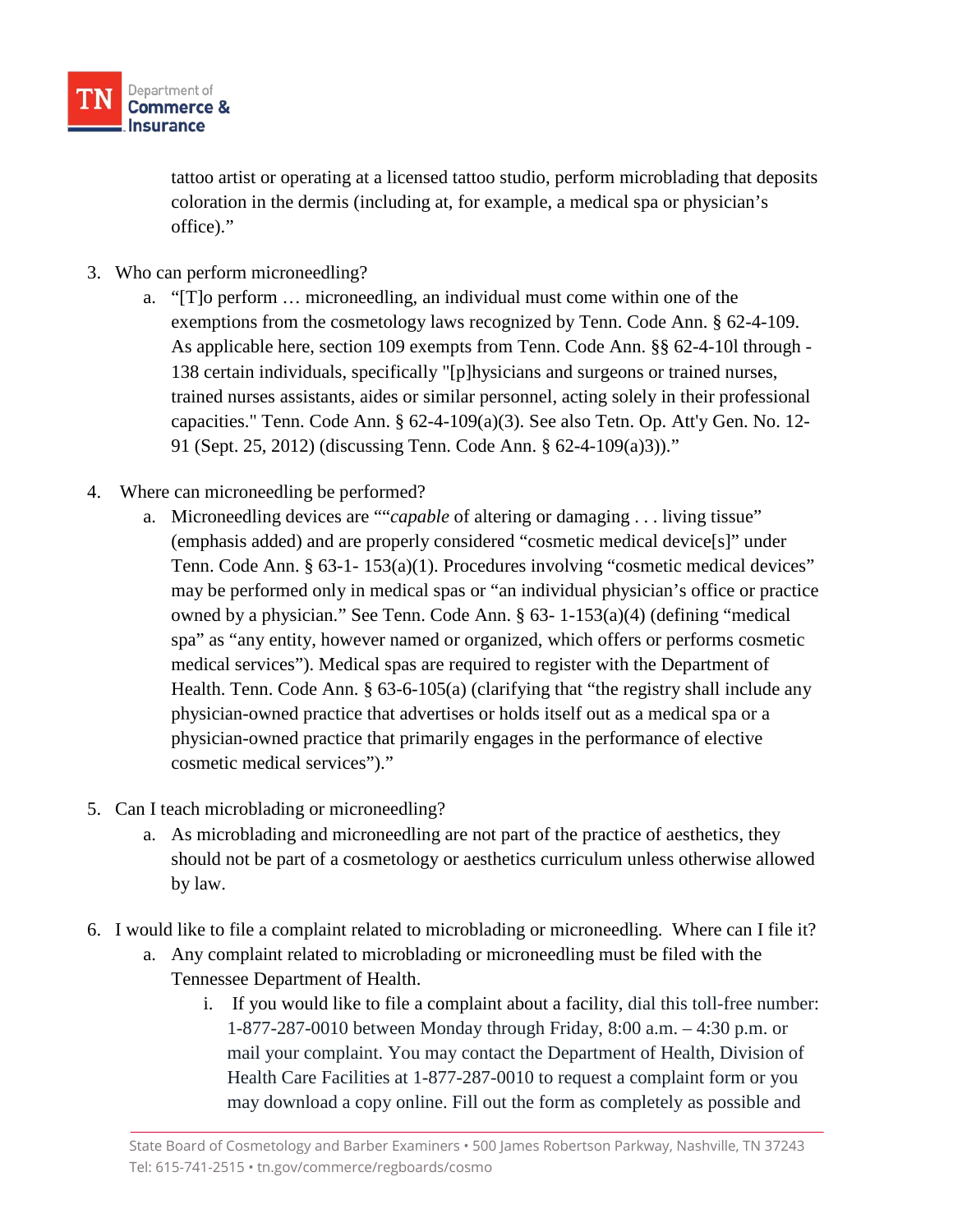tattoo artist or operating at a licensed tattoo studio, perform microblading that deposits coloration in the dermis (including at, for example, a medical spa or physician's office)."

3. Who can perform microneedling?
   a. "[T]o perform … microneedling, an individual must come within one of the exemptions from the cosmetology laws recognized by Tenn. Code Ann. § 62-4-109. As applicable here, section 109 exempts from Tenn. Code Ann. §§ 62-4-10l through -138 certain individuals, specifically "[p]hysicians and surgeons or trained nurses, trained nurses assistants, aides or similar personnel, acting solely in their professional capacities." Tenn. Code Ann. § 62-4-109(a)(3). See also Tetn. Op. Att'y Gen. No. 12-91 (Sept. 25, 2012) (discussing Tenn. Code Ann. § 62-4-109(a)3))."

4. Where can microneedling be performed?
   a. Microneedling devices are ""*capable* of altering or damaging . . . living tissue" (emphasis added) and are properly considered "cosmetic medical device[s]" under Tenn. Code Ann. § 63-1- 153(a)(1). Procedures involving "cosmetic medical devices" may be performed only in medical spas or "an individual physician's office or practice owned by a physician." See Tenn. Code Ann. § 63- 1-153(a)(4) (defining "medical spa" as "any entity, however named or organized, which offers or performs cosmetic medical services"). Medical spas are required to register with the Department of Health. Tenn. Code Ann. § 63-6-105(a) (clarifying that "the registry shall include any physician-owned practice that advertises or holds itself out as a medical spa or a physician-owned practice that primarily engages in the performance of elective cosmetic medical services")."

5. Can I teach microblading or microneedling?
   a. As microblading and microneedling are not part of the practice of aesthetics, they should not be part of a cosmetology or aesthetics curriculum unless otherwise allowed by law.

6. I would like to file a complaint related to microblading or microneedling. Where can I file it?
   a. Any complaint related to microblading or microneedling must be filed with the Tennessee Department of Health.
      i. If you would like to file a complaint about a facility, dial this toll-free number: 1-877-287-0010 between Monday through Friday, 8:00 a.m. – 4:30 p.m. or mail your complaint. You may contact the Department of Health, Division of Health Care Facilities at 1-877-287-0010 to request a complaint form or you may download a copy online. Fill out the form as completely as possible and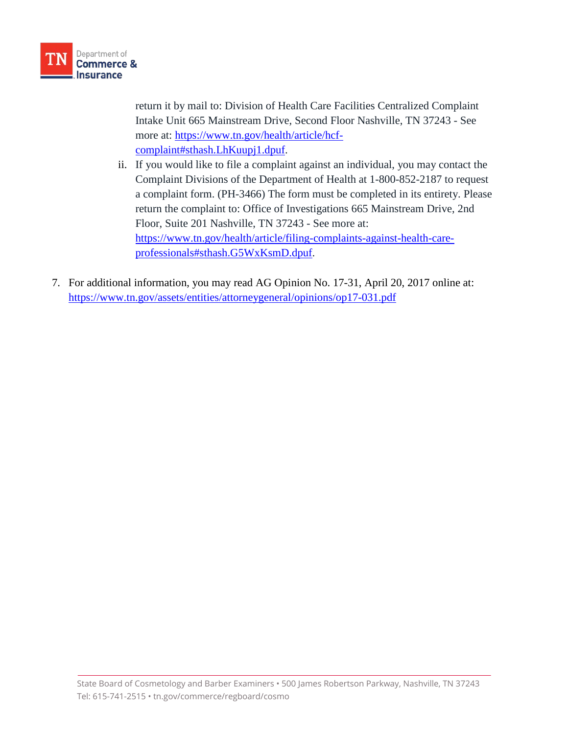return it by mail to: Division of Health Care Facilities Centralized Complaint Intake Unit 665 Mainstream Drive, Second Floor Nashville, TN 37243 - See more at: [https://www.tn.gov/health/article/hcf-complaint#sthash.LhKuupj1.dpuf](https://www.tn.gov/health/article/hcf-complaint#sthash.LhKuupj1.dpuf).

ii. If you would like to file a complaint against an individual, you may contact the Complaint Divisions of the Department of Health at 1-800-852-2187 to request a complaint form. (PH-3466) The form must be completed in its entirety. Please return the complaint to: Office of Investigations 665 Mainstream Drive, 2nd Floor, Suite 201 Nashville, TN 37243 - See more at: [https://www.tn.gov/health/article/filing-complaints-against-health-care-professionals#sthash.G5WxKsmD.dpuf](https://www.tn.gov/health/article/filing-complaints-against-health-care-professionals#sthash.G5WxKsmD.dpuf).

7. For additional information, you may read AG Opinion No. 17-31, April 20, 2017 online at: [https://www.tn.gov/assets/entities/attorneygeneral/opinions/op17-031.pdf](https://www.tn.gov/assets/entities/attorneygeneral/opinions/op17-031.pdf)